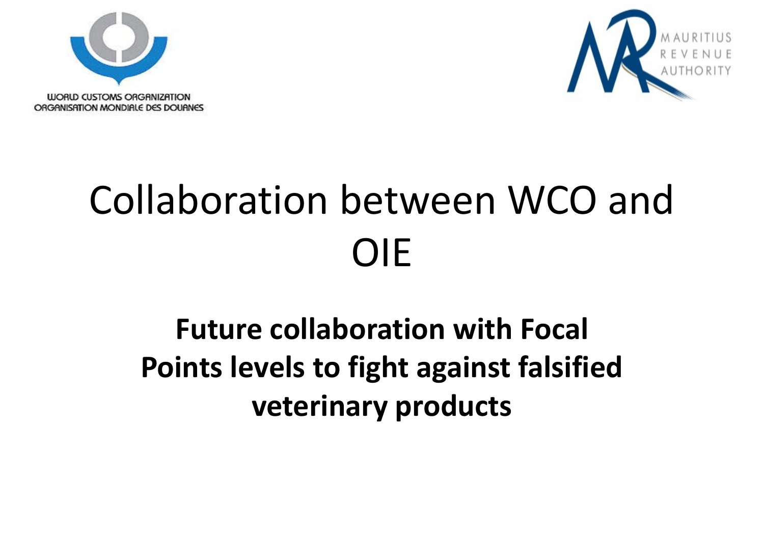WORLD CUSTOMS ORGANIZATION
ORGANISATION MONDIALE DES DOUANES

MAURITIUS
REVENUE
AUTHORITY

# Collaboration between WCO and OIE

## Future collaboration with Focal Points levels to fight against falsified veterinary products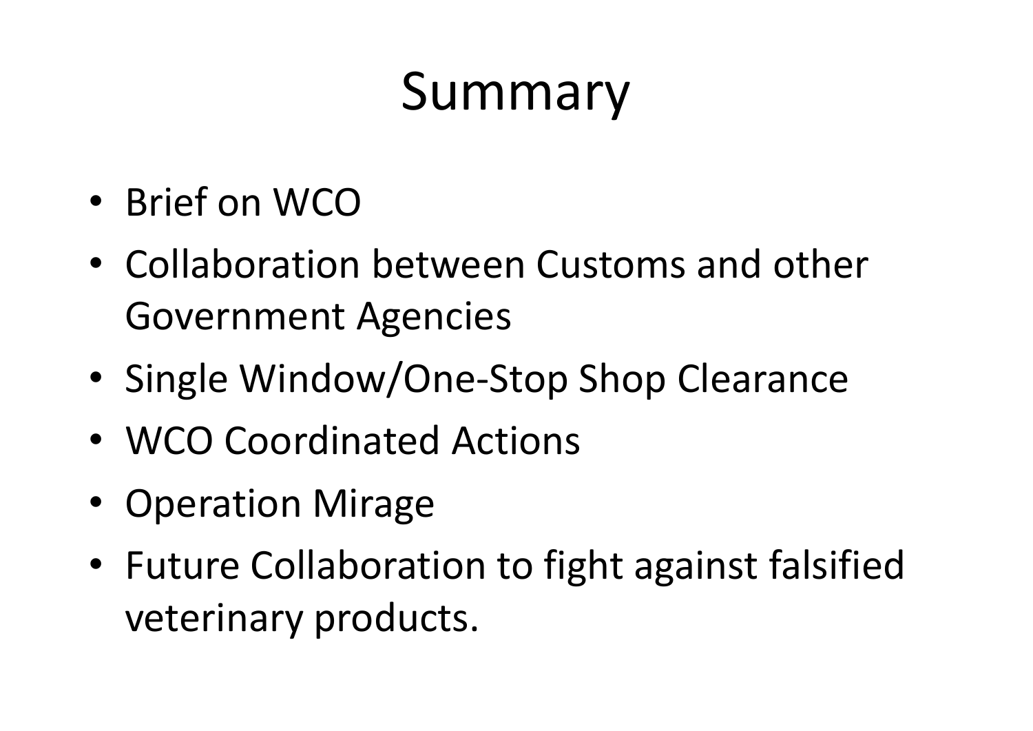# Summary

- Brief on WCO
- Collaboration between Customs and other Government Agencies
- Single Window/One-Stop Shop Clearance
- WCO Coordinated Actions
- Operation Mirage
- Future Collaboration to fight against falsified veterinary products.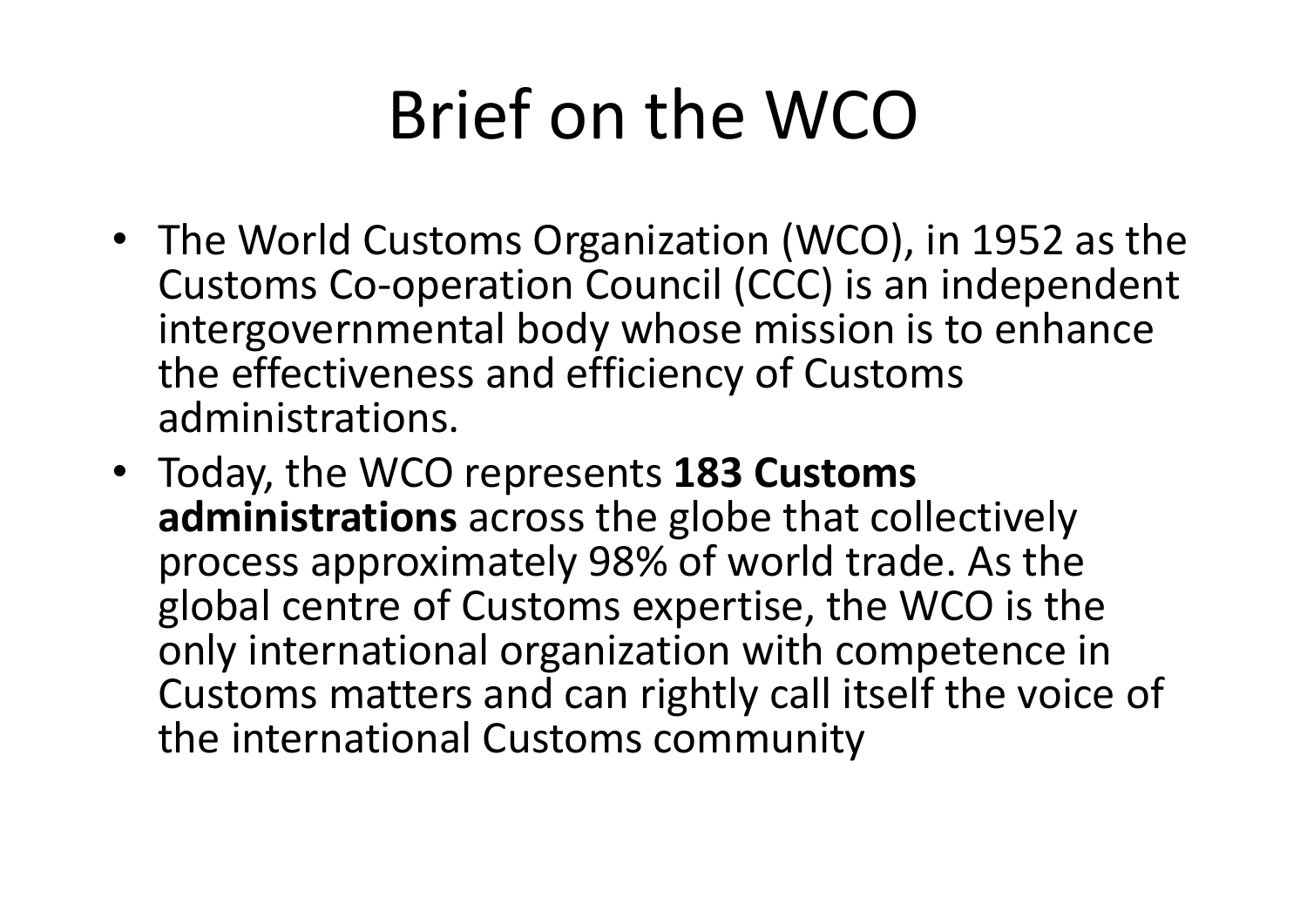# Brief on the WCO

- The World Customs Organization (WCO), in 1952 as the Customs Co-operation Council (CCC) is an independent intergovernmental body whose mission is to enhance the effectiveness and efficiency of Customs administrations.
- Today, the WCO represents **183 Customs administrations** across the globe that collectively process approximately 98% of world trade. As the global centre of Customs expertise, the WCO is the only international organization with competence in Customs matters and can rightly call itself the voice of the international Customs community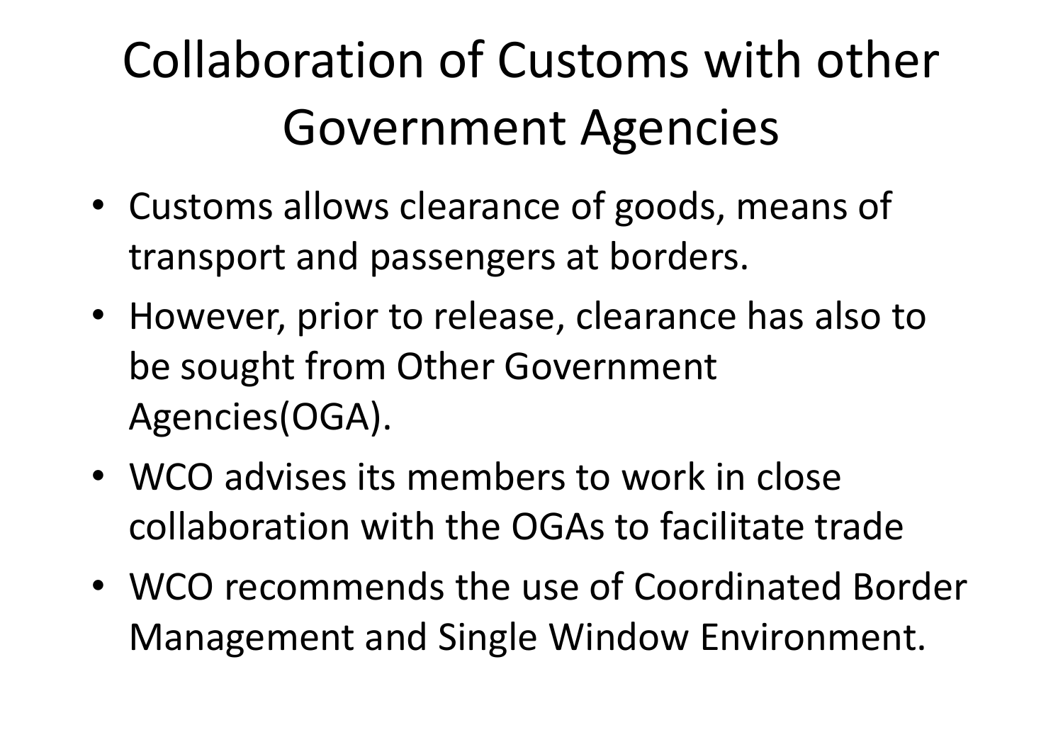# Collaboration of Customs with other Government Agencies

- Customs allows clearance of goods, means of transport and passengers at borders.
- However, prior to release, clearance has also to be sought from Other Government Agencies(OGA).
- WCO advises its members to work in close collaboration with the OGAs to facilitate trade
- WCO recommends the use of Coordinated Border Management and Single Window Environment.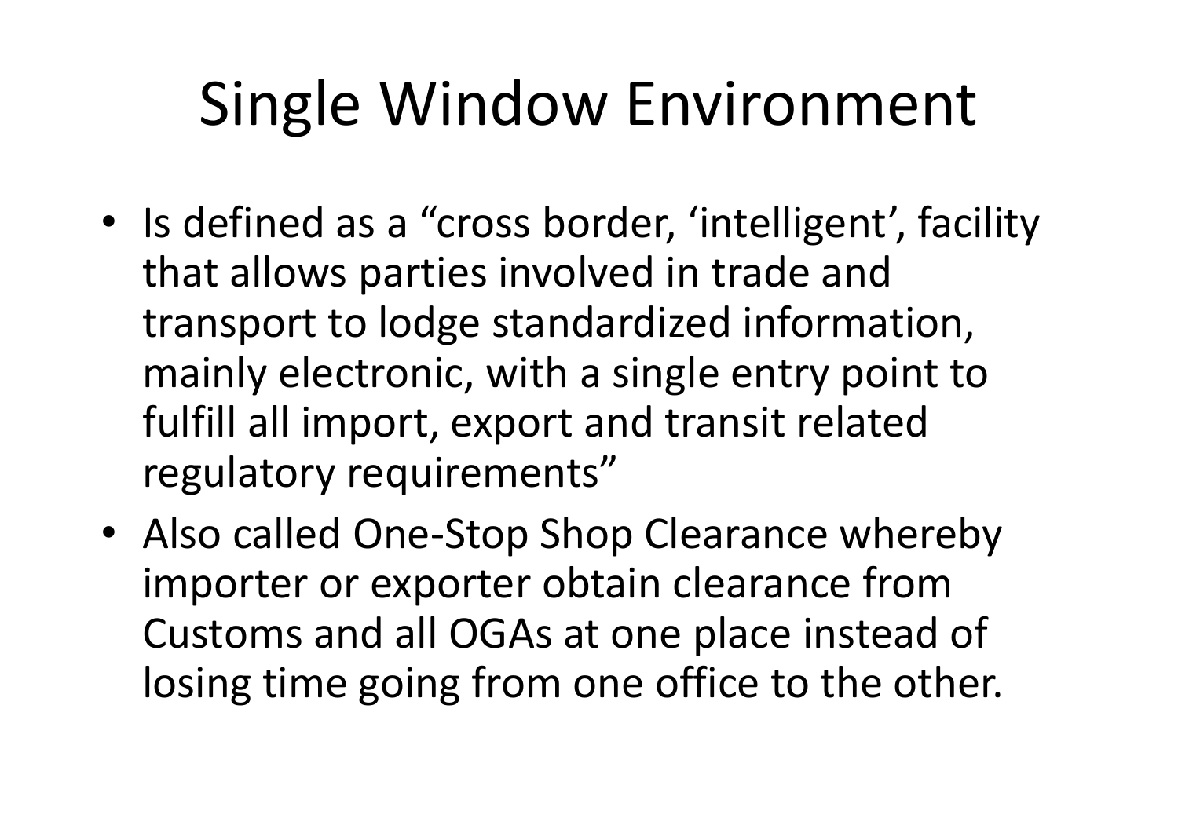# Single Window Environment

- Is defined as a “cross border, ‘intelligent’, facility that allows parties involved in trade and transport to lodge standardized information, mainly electronic, with a single entry point to fulfill all import, export and transit related regulatory requirements”
- Also called One-Stop Shop Clearance whereby importer or exporter obtain clearance from Customs and all OGAs at one place instead of losing time going from one office to the other.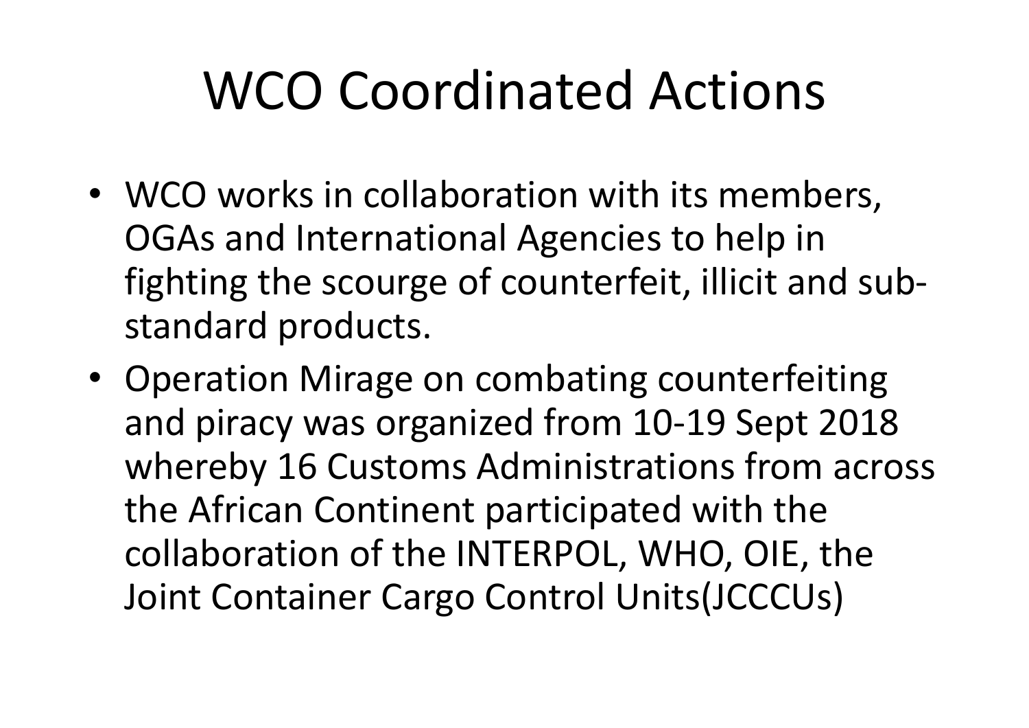# WCO Coordinated Actions

- WCO works in collaboration with its members, OGAs and International Agencies to help in fighting the scourge of counterfeit, illicit and sub-standard products.
- Operation Mirage on combating counterfeiting and piracy was organized from 10-19 Sept 2018 whereby 16 Customs Administrations from across the African Continent participated with the collaboration of the INTERPOL, WHO, OIE, the Joint Container Cargo Control Units(JCCCUs)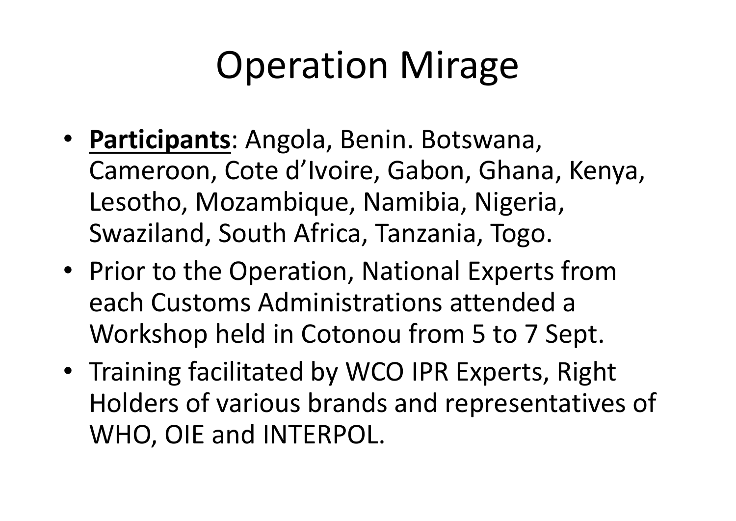# Operation Mirage

- **Participants**: Angola, Benin. Botswana, Cameroon, Cote d'Ivoire, Gabon, Ghana, Kenya, Lesotho, Mozambique, Namibia, Nigeria, Swaziland, South Africa, Tanzania, Togo.
- Prior to the Operation, National Experts from each Customs Administrations attended a Workshop held in Cotonou from 5 to 7 Sept.
- Training facilitated by WCO IPR Experts, Right Holders of various brands and representatives of WHO, OIE and INTERPOL.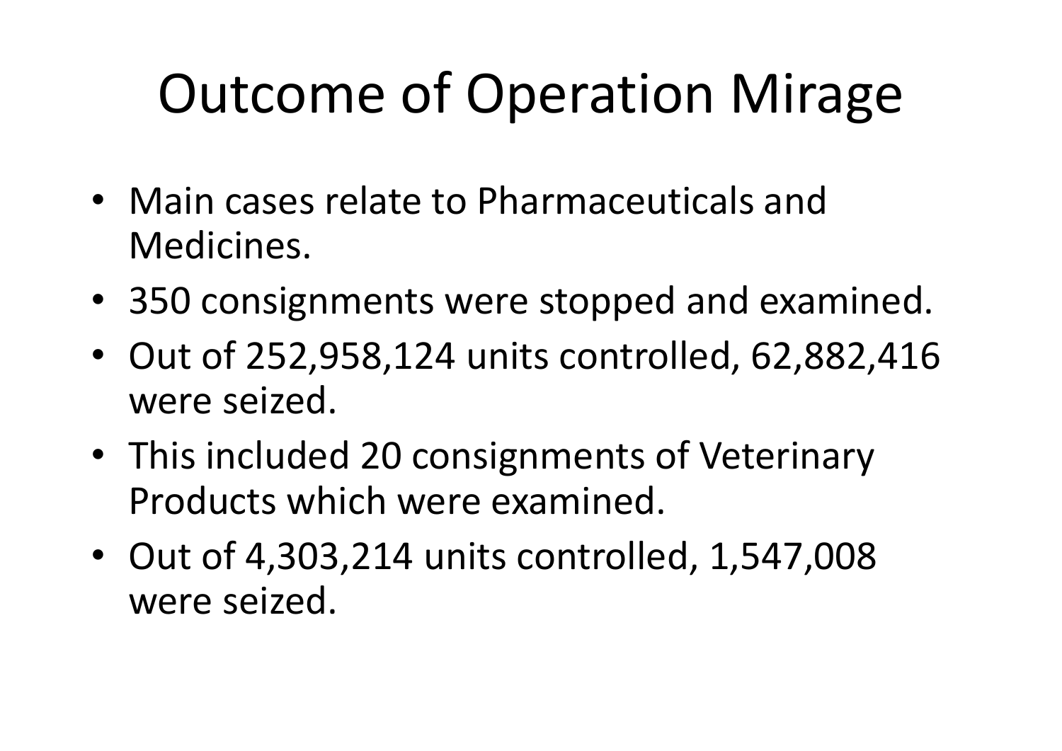# Outcome of Operation Mirage

- Main cases relate to Pharmaceuticals and Medicines.
- 350 consignments were stopped and examined.
- Out of 252,958,124 units controlled, 62,882,416 were seized.
- This included 20 consignments of Veterinary Products which were examined.
- Out of 4,303,214 units controlled, 1,547,008 were seized.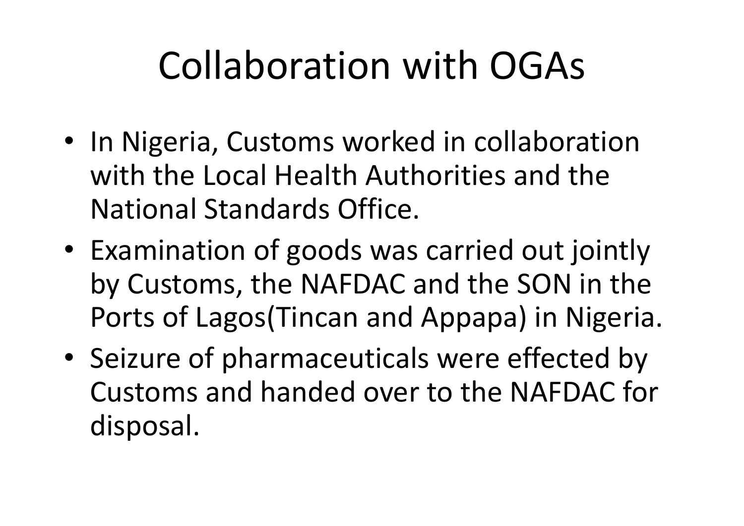# Collaboration with OGAs

- In Nigeria, Customs worked in collaboration with the Local Health Authorities and the National Standards Office.
- Examination of goods was carried out jointly by Customs, the NAFDAC and the SON in the Ports of Lagos(Tincan and Appapa) in Nigeria.
- Seizure of pharmaceuticals were effected by Customs and handed over to the NAFDAC for disposal.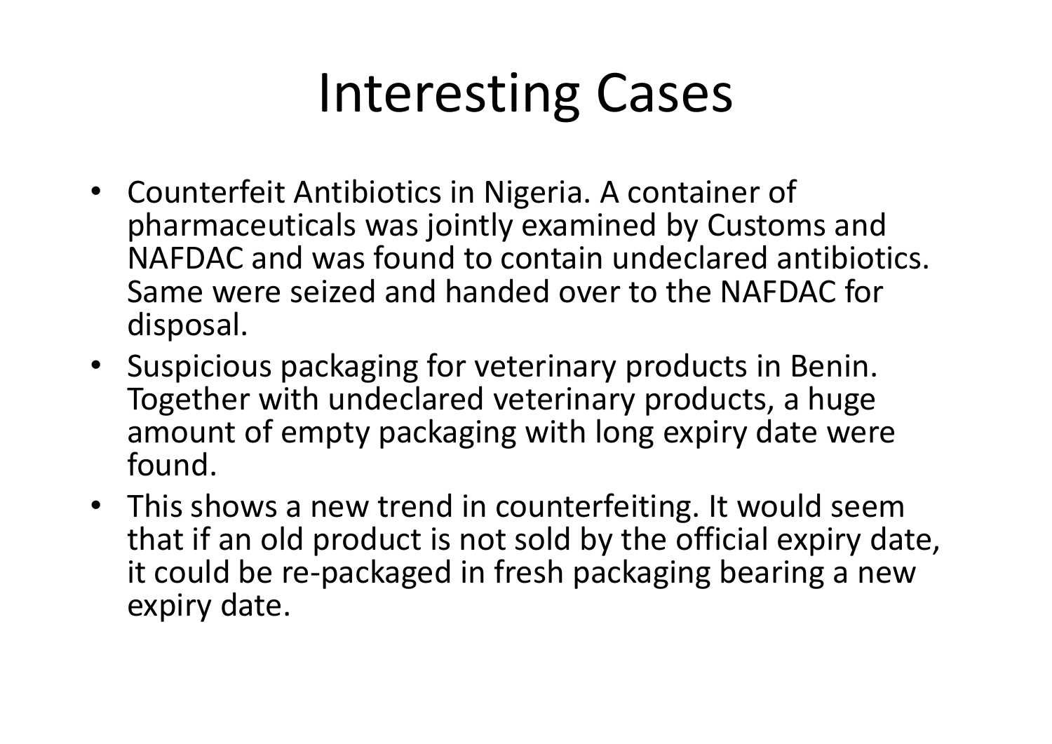# Interesting Cases

- Counterfeit Antibiotics in Nigeria. A container of pharmaceuticals was jointly examined by Customs and NAFDAC and was found to contain undeclared antibiotics. Same were seized and handed over to the NAFDAC for disposal.
- Suspicious packaging for veterinary products in Benin. Together with undeclared veterinary products, a huge amount of empty packaging with long expiry date were found.
- This shows a new trend in counterfeiting. It would seem that if an old product is not sold by the official expiry date, it could be re-packaged in fresh packaging bearing a new expiry date.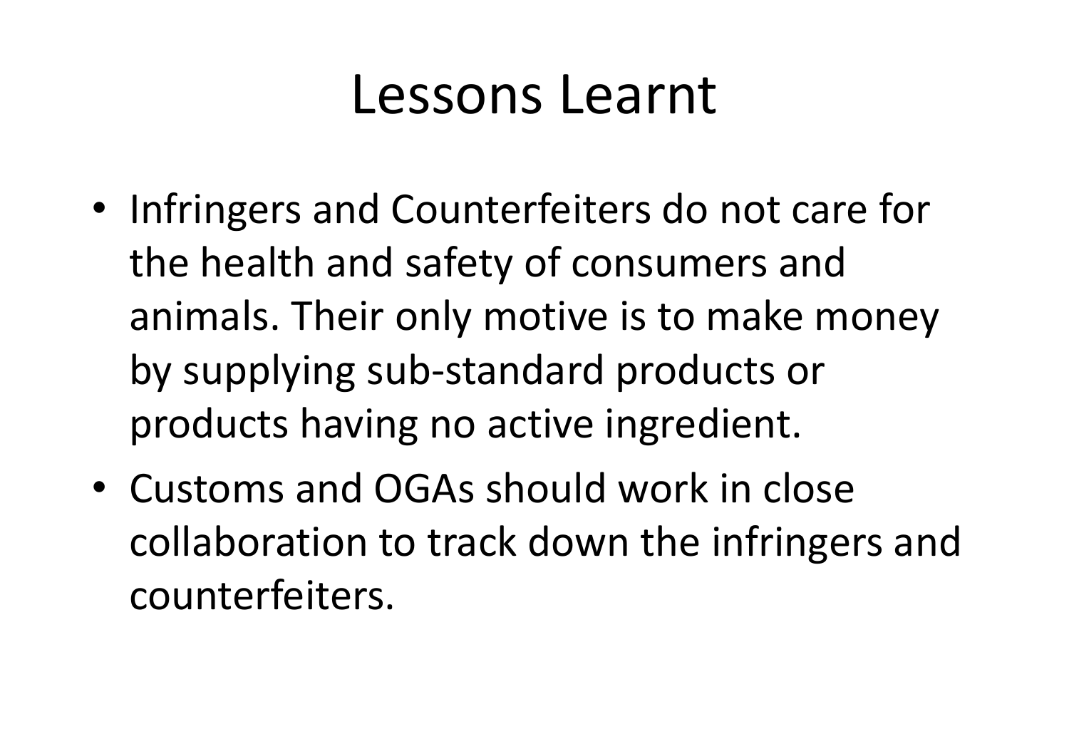# Lessons Learnt

- Infringers and Counterfeiters do not care for the health and safety of consumers and animals. Their only motive is to make money by supplying sub-standard products or products having no active ingredient.
- Customs and OGAs should work in close collaboration to track down the infringers and counterfeiters.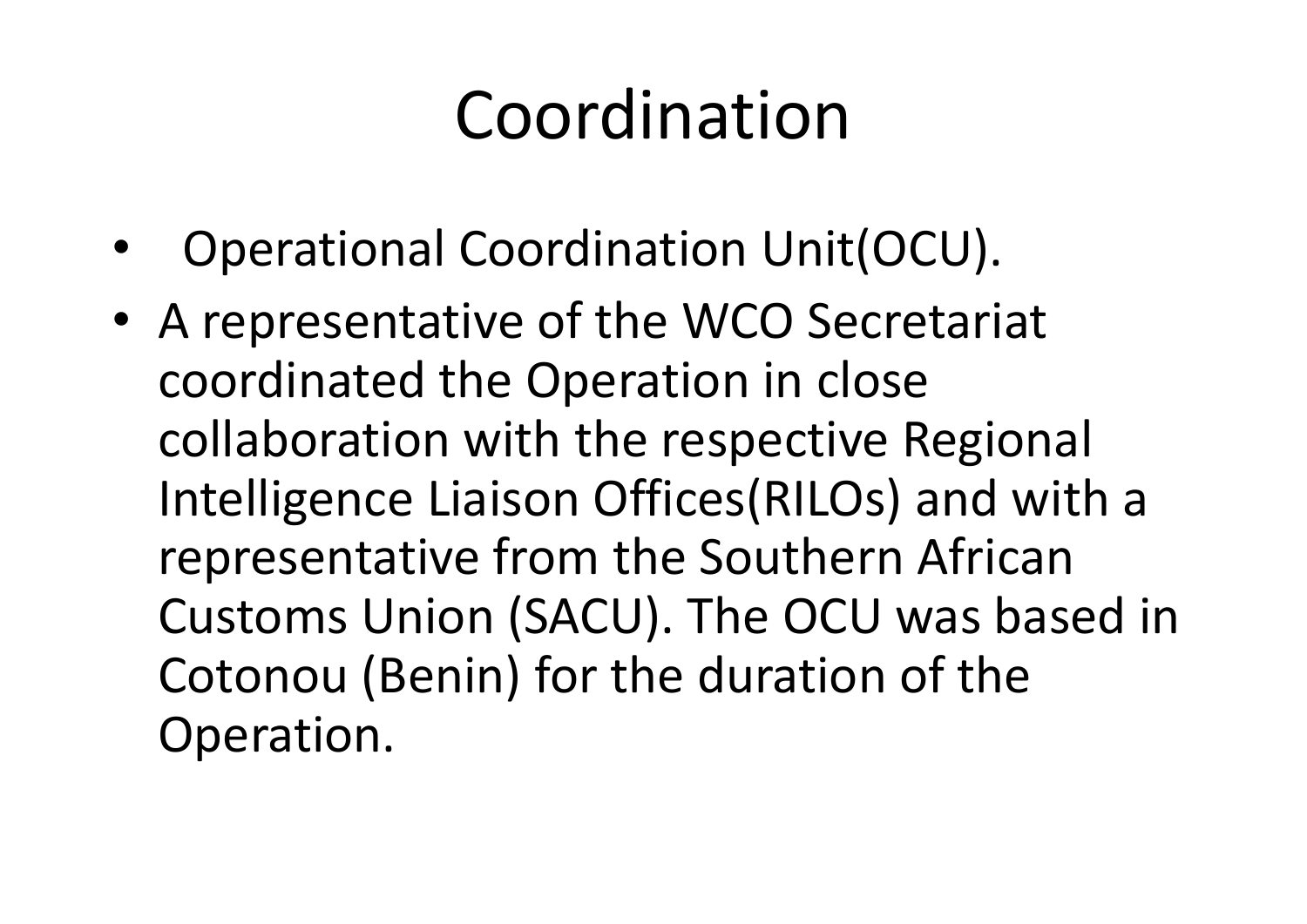# Coordination

- Operational Coordination Unit(OCU).
- A representative of the WCO Secretariat coordinated the Operation in close collaboration with the respective Regional Intelligence Liaison Offices(RILOs) and with a representative from the Southern African Customs Union (SACU). The OCU was based in Cotonou (Benin) for the duration of the Operation.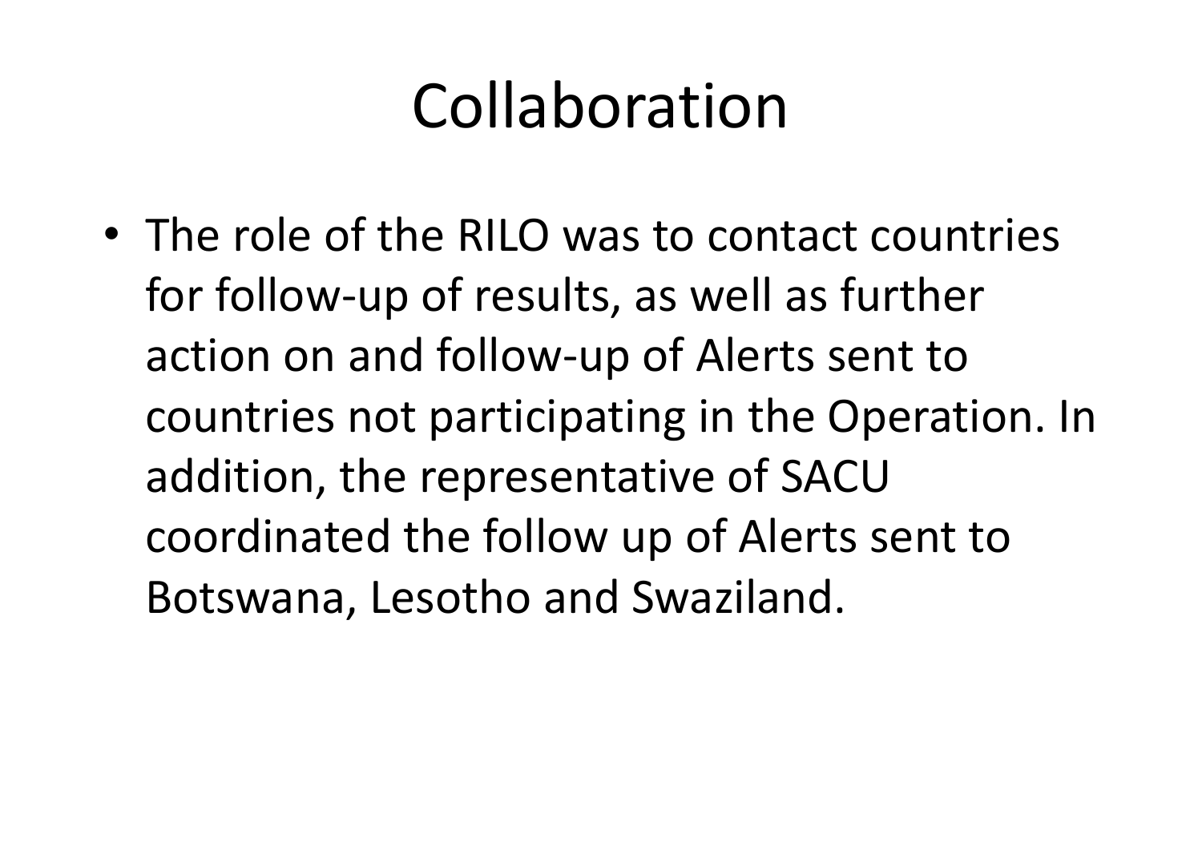# Collaboration

- The role of the RILO was to contact countries for follow-up of results, as well as further action on and follow-up of Alerts sent to countries not participating in the Operation. In addition, the representative of SACU coordinated the follow up of Alerts sent to Botswana, Lesotho and Swaziland.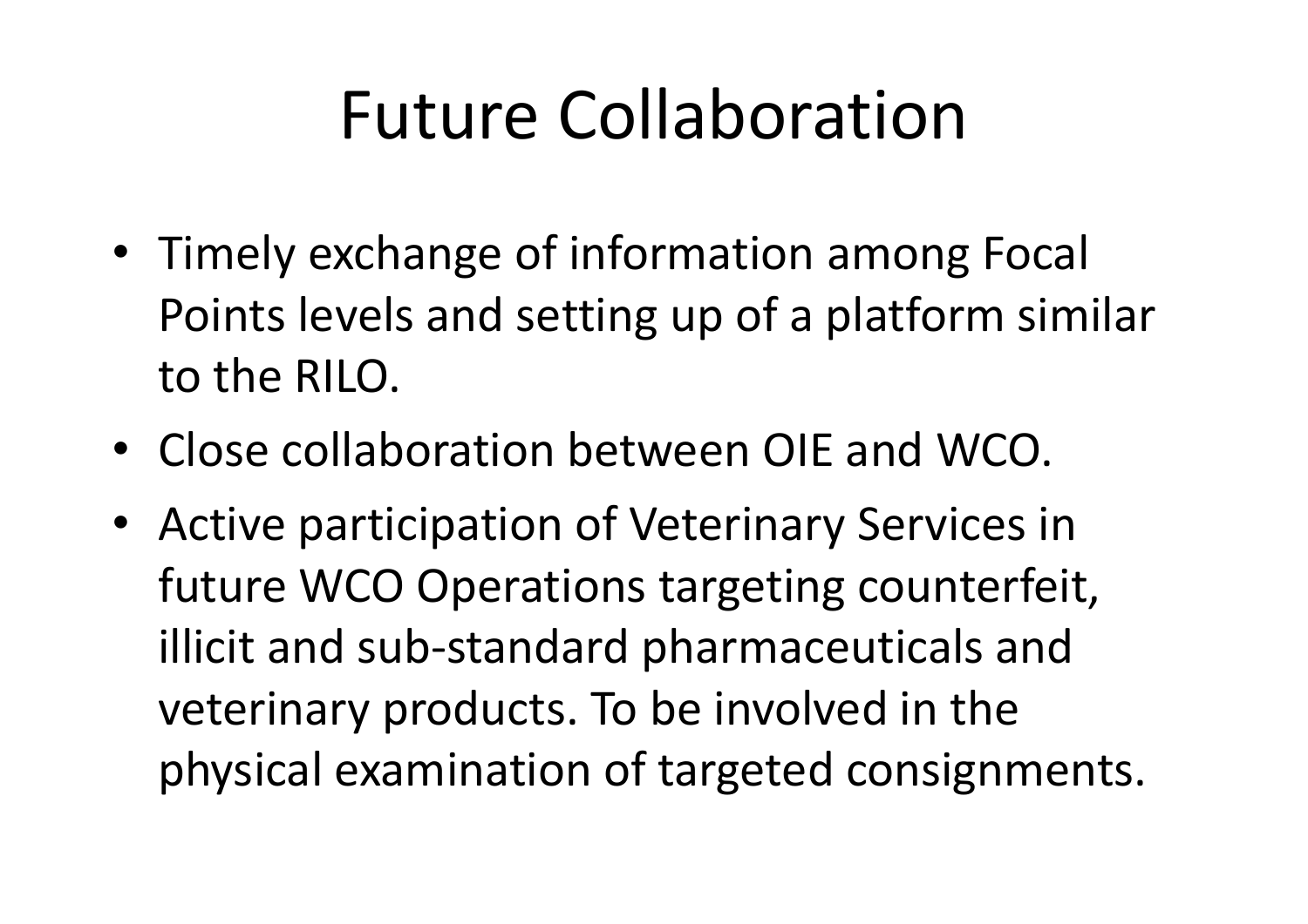# Future Collaboration

- Timely exchange of information among Focal Points levels and setting up of a platform similar to the RILO.
- Close collaboration between OIE and WCO.
- Active participation of Veterinary Services in future WCO Operations targeting counterfeit, illicit and sub-standard pharmaceuticals and veterinary products. To be involved in the physical examination of targeted consignments.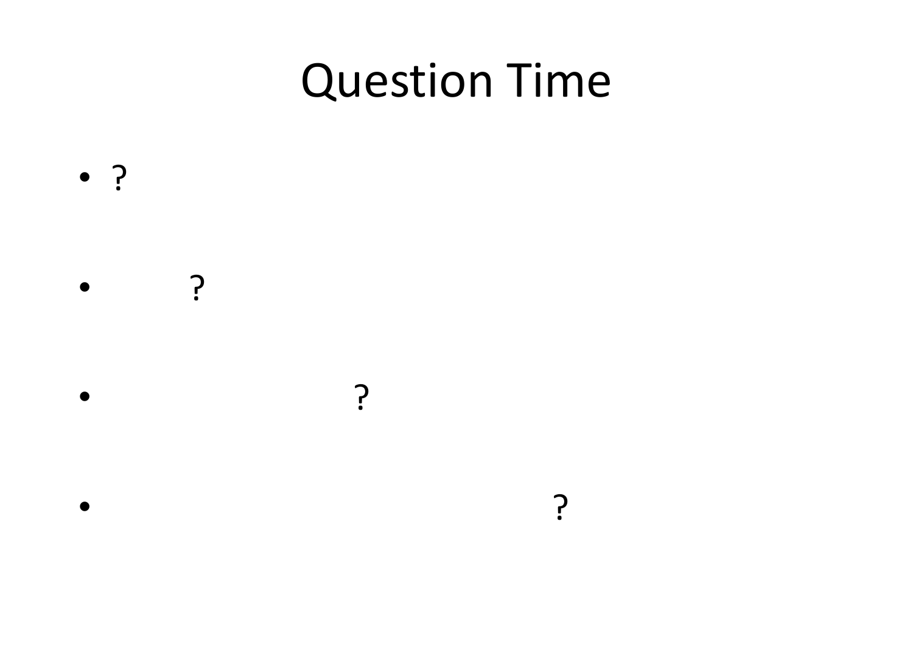# Question Time

- ?
- ?
- ?
- ?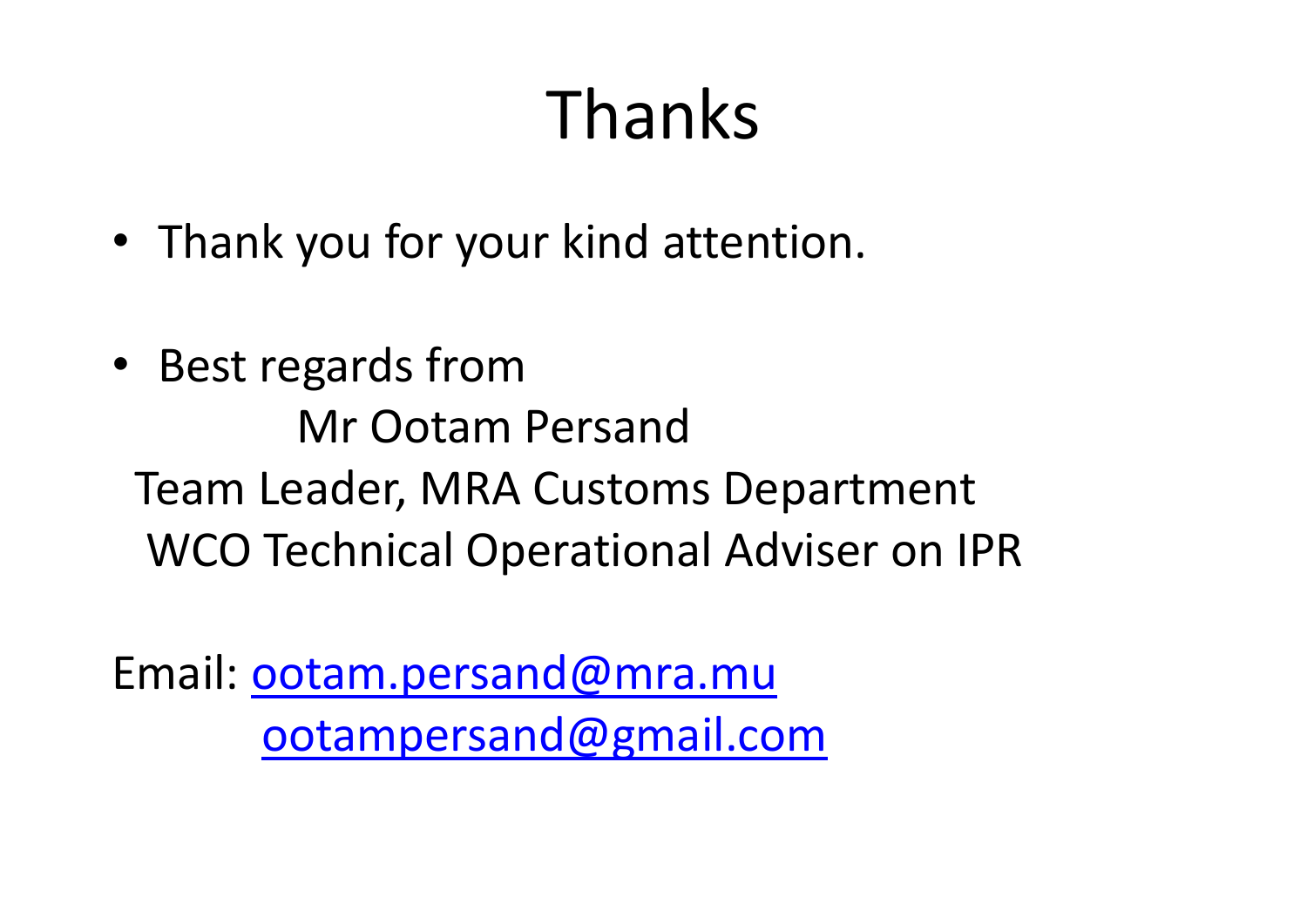# Thanks

- Thank you for your kind attention.

- Best regards from

  Mr Ootam Persand

  Team Leader, MRA Customs Department

  WCO Technical Operational Adviser on IPR

Email: ootam.persand@mra.mu

ootampersand@gmail.com